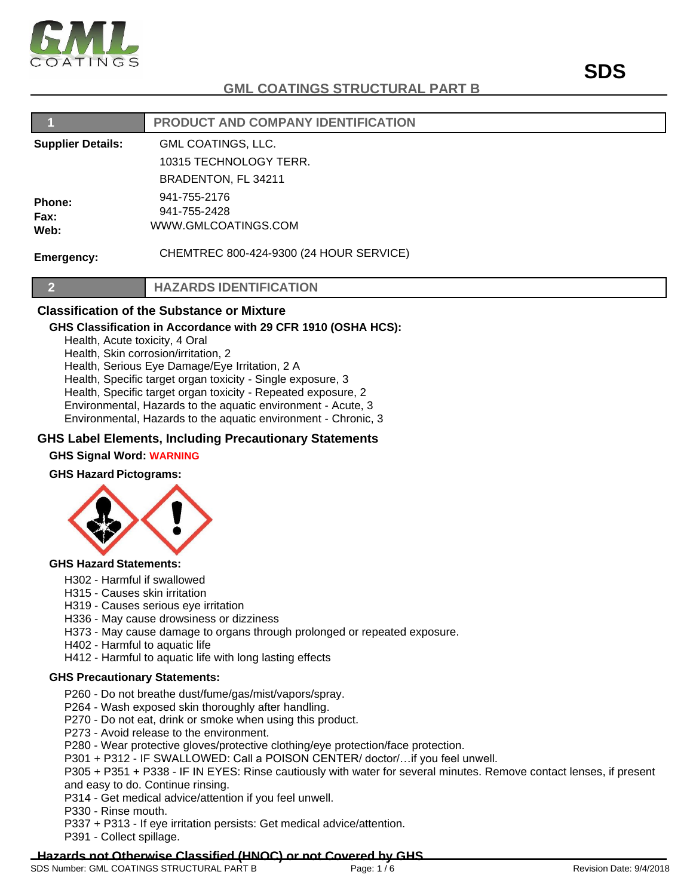# GML COATINGS STRUCTURAL PART B

**SDS**

## 1 PRODUCT AND COMPANY IDENTIFICATION

**Supplier Details:** GML COATINGS, LLC.
10315 TECHNOLOGY TERR.
BRADENTON, FL 34211

**Phone:** 941-755-2176
**Fax:** 941-755-2428
**Web:** WWW.GMLCOATINGS.COM

**Emergency:** CHEMTREC 800-424-9300 (24 HOUR SERVICE)

## 2 HAZARDS IDENTIFICATION

### Classification of the Substance or Mixture

**GHS Classification in Accordance with 29 CFR 1910 (OSHA HCS):**

Health, Acute toxicity, 4 Oral
Health, Skin corrosion/irritation, 2
Health, Serious Eye Damage/Eye Irritation, 2 A
Health, Specific target organ toxicity - Single exposure, 3
Health, Specific target organ toxicity - Repeated exposure, 2
Environmental, Hazards to the aquatic environment - Acute, 3
Environmental, Hazards to the aquatic environment - Chronic, 3

### GHS Label Elements, Including Precautionary Statements

**GHS Signal Word:** **WARNING**

**GHS Hazard Pictograms:**

**GHS Hazard Statements:**

H302 - Harmful if swallowed
H315 - Causes skin irritation
H319 - Causes serious eye irritation
H336 - May cause drowsiness or dizziness
H373 - May cause damage to organs through prolonged or repeated exposure.
H402 - Harmful to aquatic life
H412 - Harmful to aquatic life with long lasting effects

**GHS Precautionary Statements:**

P260 - Do not breathe dust/fume/gas/mist/vapors/spray.
P264 - Wash exposed skin thoroughly after handling.
P270 - Do not eat, drink or smoke when using this product.
P273 - Avoid release to the environment.
P280 - Wear protective gloves/protective clothing/eye protection/face protection.
P301 + P312 - IF SWALLOWED: Call a POISON CENTER/ doctor/…if you feel unwell.
P305 + P351 + P338 - IF IN EYES: Rinse cautiously with water for several minutes. Remove contact lenses, if present and easy to do. Continue rinsing.
P314 - Get medical advice/attention if you feel unwell.
P330 - Rinse mouth.
P337 + P313 - If eye irritation persists: Get medical advice/attention.
P391 - Collect spillage.

### Hazards not Otherwise Classified (HNOC) or not Covered by GHS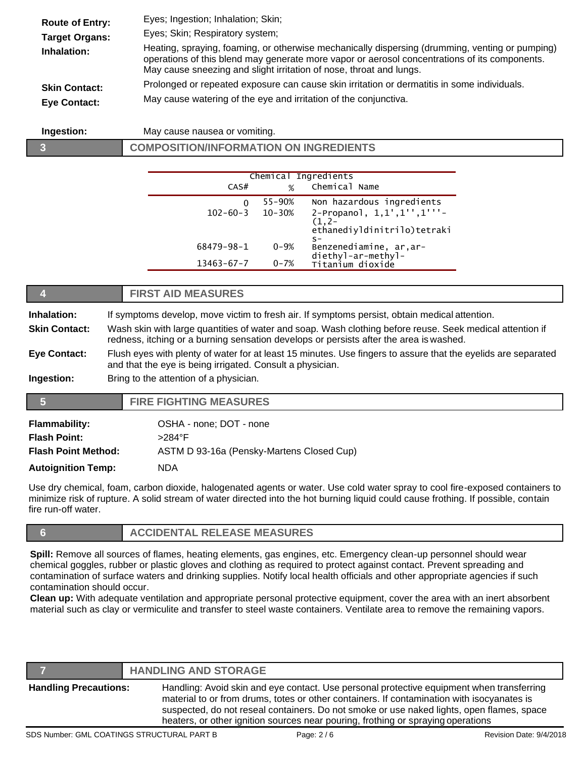**Route of Entry:** Eyes; Ingestion; Inhalation; Skin;

**Target Organs:** Eyes; Skin; Respiratory system;

**Inhalation:** Heating, spraying, foaming, or otherwise mechanically dispersing (drumming, venting or pumping) operations of this blend may generate more vapor or aerosol concentrations of its components. May cause sneezing and slight irritation of nose, throat and lungs.

**Skin Contact:** Prolonged or repeated exposure can cause skin irritation or dermatitis in some individuals.

**Eye Contact:** May cause watering of the eye and irritation of the conjunctiva.

**Ingestion:** May cause nausea or vomiting.

## 3 COMPOSITION/INFORMATION ON INGREDIENTS

| Chemical Ingredients | | |
|---|---|---|
| CAS# | % | Chemical Name |
| 0 | 55-90% | Non hazardous ingredients |
| 102-60-3 | 10-30% | 2-Propanol, 1,1',1'',1'''-(1,2-ethanediyldinitrilo)tetrakis- |
| 68479-98-1 | 0-9% | Benzenediamine, ar,ar-diethyl-ar-methyl- |
| 13463-67-7 | 0-7% | Titanium dioxide |

## 4 FIRST AID MEASURES

**Inhalation:** If symptoms develop, move victim to fresh air. If symptoms persist, obtain medical attention.

**Skin Contact:** Wash skin with large quantities of water and soap. Wash clothing before reuse. Seek medical attention if redness, itching or a burning sensation develops or persists after the area is washed.

**Eye Contact:** Flush eyes with plenty of water for at least 15 minutes. Use fingers to assure that the eyelids are separated and that the eye is being irrigated. Consult a physician.

**Ingestion:** Bring to the attention of a physician.

## 5 FIRE FIGHTING MEASURES

**Flammability:** OSHA - none; DOT - none

**Flash Point:** >284°F

**Flash Point Method:** ASTM D 93-16a (Pensky-Martens Closed Cup)

**Autoignition Temp:** NDA

Use dry chemical, foam, carbon dioxide, halogenated agents or water. Use cold water spray to cool fire-exposed containers to minimize risk of rupture. A solid stream of water directed into the hot burning liquid could cause frothing. If possible, contain fire run-off water.

## 6 ACCIDENTAL RELEASE MEASURES

**Spill:** Remove all sources of flames, heating elements, gas engines, etc. Emergency clean-up personnel should wear chemical goggles, rubber or plastic gloves and clothing as required to protect against contact. Prevent spreading and contamination of surface waters and drinking supplies. Notify local health officials and other appropriate agencies if such contamination should occur.

**Clean up:** With adequate ventilation and appropriate personal protective equipment, cover the area with an inert absorbent material such as clay or vermiculite and transfer to steel waste containers. Ventilate area to remove the remaining vapors.

## 7 HANDLING AND STORAGE

**Handling Precautions:** Handling: Avoid skin and eye contact. Use personal protective equipment when transferring material to or from drums, totes or other containers. If contamination with isocyanates is suspected, do not reseal containers. Do not smoke or use naked lights, open flames, space heaters, or other ignition sources near pouring, frothing or spraying operations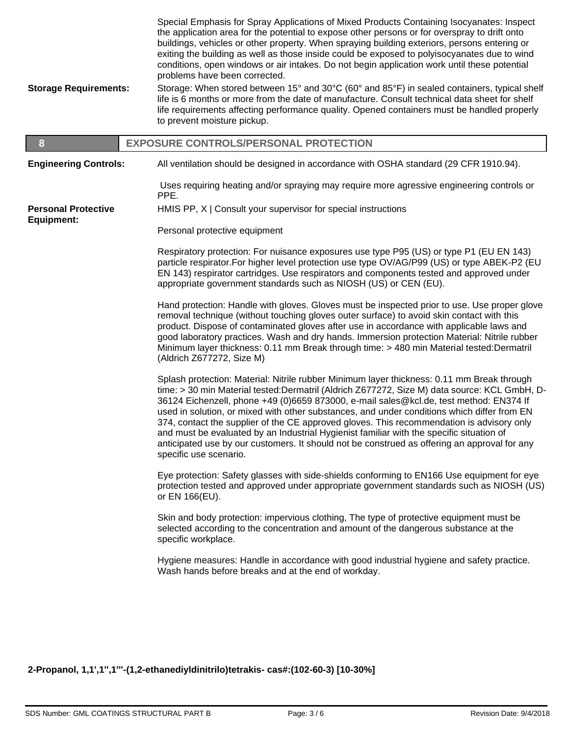Special Emphasis for Spray Applications of Mixed Products Containing Isocyanates: Inspect the application area for the potential to expose other persons or for overspray to drift onto buildings, vehicles or other property. When spraying building exteriors, persons entering or exiting the building as well as those inside could be exposed to polyisocyanates due to wind conditions, open windows or air intakes. Do not begin application work until these potential problems have been corrected.

**Storage Requirements:** Storage: When stored between 15° and 30°C (60° and 85°F) in sealed containers, typical shelf life is 6 months or more from the date of manufacture. Consult technical data sheet for shelf life requirements affecting performance quality. Opened containers must be handled properly to prevent moisture pickup.

## 8 EXPOSURE CONTROLS/PERSONAL PROTECTION

**Engineering Controls:** All ventilation should be designed in accordance with OSHA standard (29 CFR 1910.94).

Uses requiring heating and/or spraying may require more agressive engineering controls or PPE.

**Personal Protective Equipment:** HMIS PP, X | Consult your supervisor for special instructions

Personal protective equipment

Respiratory protection: For nuisance exposures use type P95 (US) or type P1 (EU EN 143) particle respirator.For higher level protection use type OV/AG/P99 (US) or type ABEK-P2 (EU EN 143) respirator cartridges. Use respirators and components tested and approved under appropriate government standards such as NIOSH (US) or CEN (EU).

Hand protection: Handle with gloves. Gloves must be inspected prior to use. Use proper glove removal technique (without touching gloves outer surface) to avoid skin contact with this product. Dispose of contaminated gloves after use in accordance with applicable laws and good laboratory practices. Wash and dry hands. Immersion protection Material: Nitrile rubber Minimum layer thickness: 0.11 mm Break through time: > 480 min Material tested:Dermatril (Aldrich Z677272, Size M)

Splash protection: Material: Nitrile rubber Minimum layer thickness: 0.11 mm Break through time: > 30 min Material tested:Dermatril (Aldrich Z677272, Size M) data source: KCL GmbH, D-36124 Eichenzell, phone +49 (0)6659 873000, e-mail sales@kcl.de, test method: EN374 If used in solution, or mixed with other substances, and under conditions which differ from EN 374, contact the supplier of the CE approved gloves. This recommendation is advisory only and must be evaluated by an Industrial Hygienist familiar with the specific situation of anticipated use by our customers. It should not be construed as offering an approval for any specific use scenario.

Eye protection: Safety glasses with side-shields conforming to EN166 Use equipment for eye protection tested and approved under appropriate government standards such as NIOSH (US) or EN 166(EU).

Skin and body protection: impervious clothing, The type of protective equipment must be selected according to the concentration and amount of the dangerous substance at the specific workplace.

Hygiene measures: Handle in accordance with good industrial hygiene and safety practice. Wash hands before breaks and at the end of workday.

**2-Propanol, 1,1',1'',1'''-(1,2-ethanediyldinitrilo)tetrakis- cas#:(102-60-3) [10-30%]**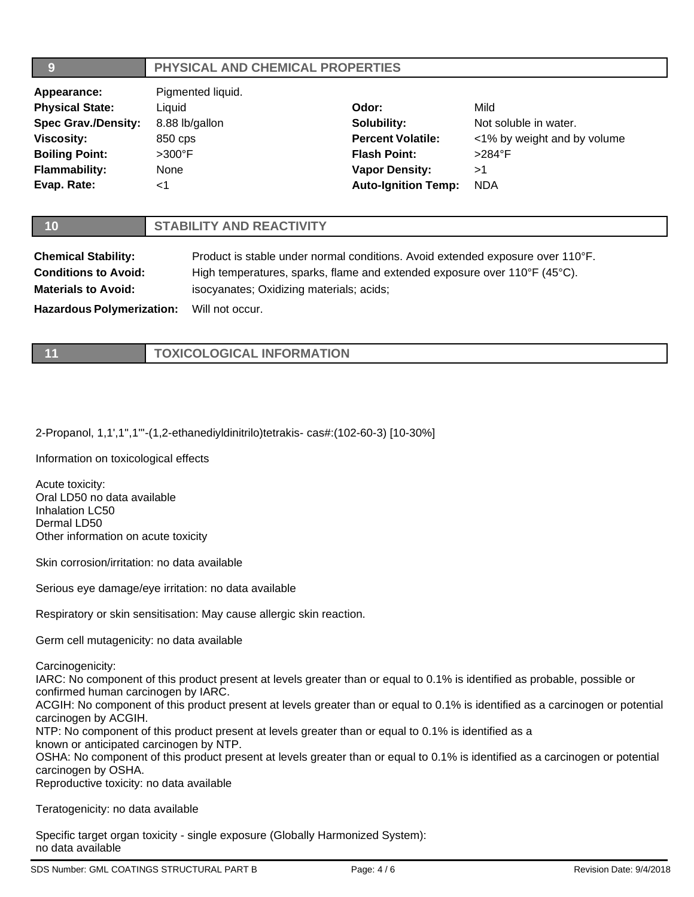## 9 PHYSICAL AND CHEMICAL PROPERTIES

| | | | |
|---|---|---|---|
| **Appearance:** | Pigmented liquid. | | |
| **Physical State:** | Liquid | **Odor:** | Mild |
| **Spec Grav./Density:** | 8.88 lb/gallon | **Solubility:** | Not soluble in water. |
| **Viscosity:** | 850 cps | **Percent Volatile:** | <1% by weight and by volume |
| **Boiling Point:** | >300°F | **Flash Point:** | >284°F |
| **Flammability:** | None | **Vapor Density:** | >1 |
| **Evap. Rate:** | <1 | **Auto-Ignition Temp:** | NDA |

## 10 STABILITY AND REACTIVITY

**Chemical Stability:** Product is stable under normal conditions. Avoid extended exposure over 110°F.

**Conditions to Avoid:** High temperatures, sparks, flame and extended exposure over 110°F (45°C).

**Materials to Avoid:** isocyanates; Oxidizing materials; acids;

**Hazardous Polymerization:** Will not occur.

## 11 TOXICOLOGICAL INFORMATION

2-Propanol, 1,1',1'',1'''-(1,2-ethanediyldinitrilo)tetrakis- cas#:(102-60-3) [10-30%]

Information on toxicological effects

Acute toxicity:
Oral LD50 no data available
Inhalation LC50
Dermal LD50
Other information on acute toxicity

Skin corrosion/irritation: no data available

Serious eye damage/eye irritation: no data available

Respiratory or skin sensitisation: May cause allergic skin reaction.

Germ cell mutagenicity: no data available

Carcinogenicity:
IARC: No component of this product present at levels greater than or equal to 0.1% is identified as probable, possible or confirmed human carcinogen by IARC.
ACGIH: No component of this product present at levels greater than or equal to 0.1% is identified as a carcinogen or potential carcinogen by ACGIH.
NTP: No component of this product present at levels greater than or equal to 0.1% is identified as a known or anticipated carcinogen by NTP.
OSHA: No component of this product present at levels greater than or equal to 0.1% is identified as a carcinogen or potential carcinogen by OSHA.
Reproductive toxicity: no data available

Teratogenicity: no data available

Specific target organ toxicity - single exposure (Globally Harmonized System):
no data available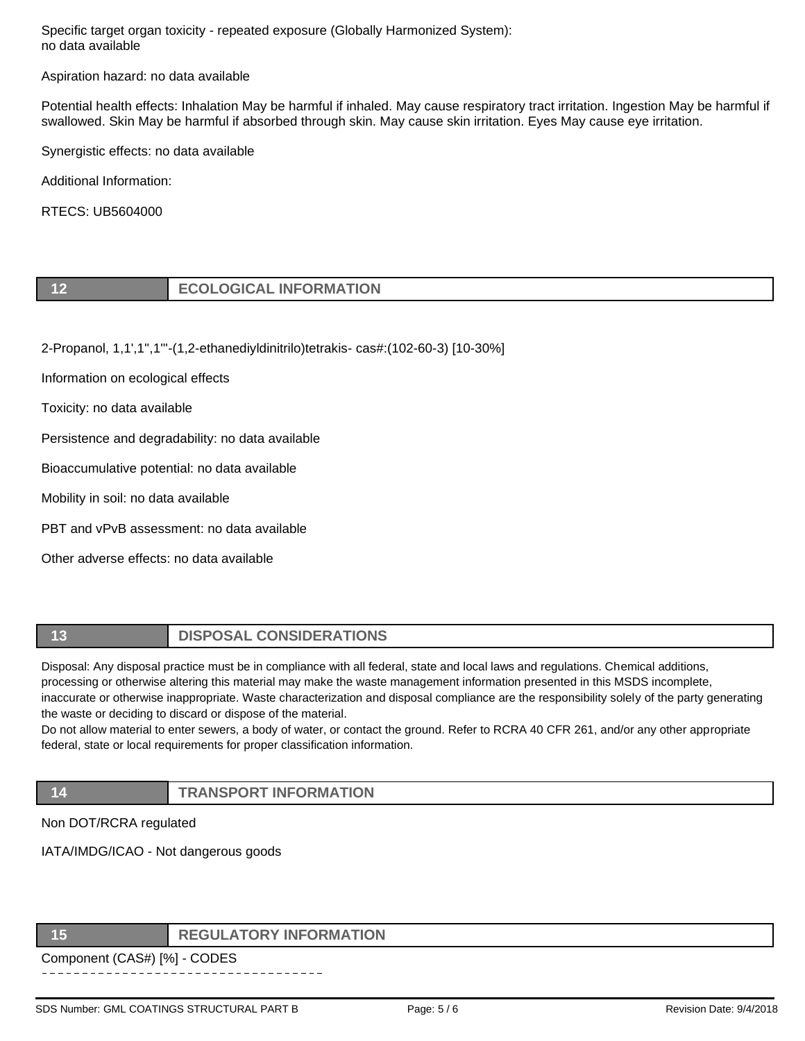Specific target organ toxicity - repeated exposure (Globally Harmonized System):
no data available

Aspiration hazard: no data available

Potential health effects: Inhalation May be harmful if inhaled. May cause respiratory tract irritation. Ingestion May be harmful if swallowed. Skin May be harmful if absorbed through skin. May cause skin irritation. Eyes May cause eye irritation.

Synergistic effects: no data available

Additional Information:

RTECS: UB5604000

## 12 ECOLOGICAL INFORMATION

2-Propanol, 1,1',1'',1'''-(1,2-ethanediyldinitrilo)tetrakis- cas#:(102-60-3) [10-30%]

Information on ecological effects

Toxicity: no data available

Persistence and degradability: no data available

Bioaccumulative potential: no data available

Mobility in soil: no data available

PBT and vPvB assessment: no data available

Other adverse effects: no data available

## 13 DISPOSAL CONSIDERATIONS

Disposal: Any disposal practice must be in compliance with all federal, state and local laws and regulations. Chemical additions, processing or otherwise altering this material may make the waste management information presented in this MSDS incomplete, inaccurate or otherwise inappropriate. Waste characterization and disposal compliance are the responsibility solely of the party generating the waste or deciding to discard or dispose of the material.
Do not allow material to enter sewers, a body of water, or contact the ground. Refer to RCRA 40 CFR 261, and/or any other appropriate federal, state or local requirements for proper classification information.

## 14 TRANSPORT INFORMATION

Non DOT/RCRA regulated

IATA/IMDG/ICAO - Not dangerous goods

## 15 REGULATORY INFORMATION

Component (CAS#) [%] - CODES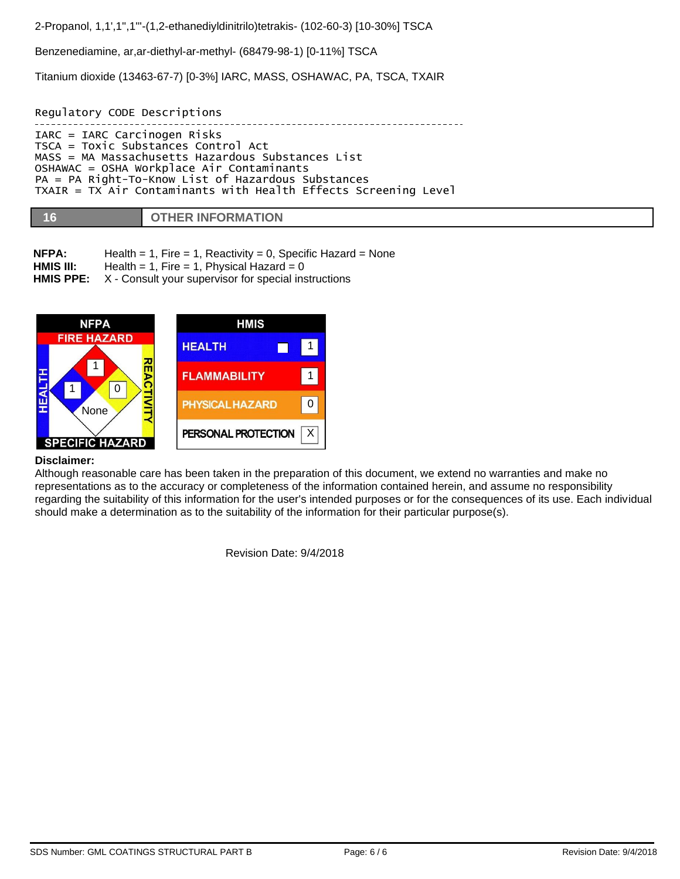2-Propanol, 1,1',1",1'"-(1,2-ethanediyldinitrilo)tetrakis- (102-60-3) [10-30%] TSCA

Benzenediamine, ar,ar-diethyl-ar-methyl- (68479-98-1) [0-11%] TSCA

Titanium dioxide (13463-67-7) [0-3%] IARC, MASS, OSHAWAC, PA, TSCA, TXAIR

```
Regulatory CODE Descriptions
----------------------------------------------------------------------------
IARC = IARC Carcinogen Risks
TSCA = Toxic Substances Control Act
MASS = MA Massachusetts Hazardous Substances List
OSHAWAC = OSHA Workplace Air Contaminants
PA = PA Right-To-Know List of Hazardous Substances
TXAIR = TX Air Contaminants with Health Effects Screening Level
```

## 16 OTHER INFORMATION

**NFPA:** Health = 1, Fire = 1, Reactivity = 0, Specific Hazard = None
**HMIS III:** Health = 1, Fire = 1, Physical Hazard = 0
**HMIS PPE:** X - Consult your supervisor for special instructions

NFPA
FIRE HAZARD
1
HEALTH
1
REACTIVITY
0
None
SPECIFIC HAZARD

| HMIS | |
|---|---|
| HEALTH | 1 |
| FLAMMABILITY | 1 |
| PHYSICAL HAZARD | 0 |
| PERSONAL PROTECTION | X |

**Disclaimer:**
Although reasonable care has been taken in the preparation of this document, we extend no warranties and make no representations as to the accuracy or completeness of the information contained herein, and assume no responsibility regarding the suitability of this information for the user's intended purposes or for the consequences of its use. Each individual should make a determination as to the suitability of the information for their particular purpose(s).

Revision Date: 9/4/2018